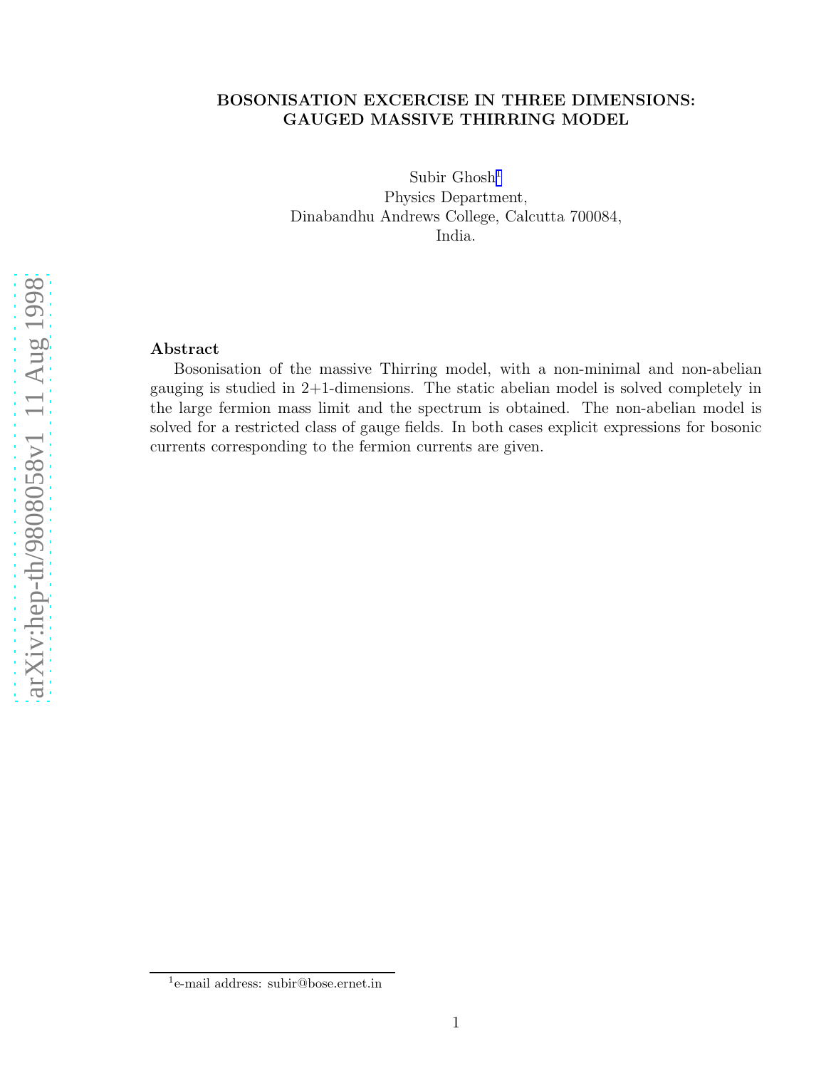# BOSONISATION EXCERCISE IN THREE DIMENSIONS: GAUGED MASSIVE THIRRING MODEL

Subir Ghosh[1]
Physics Department,
Dinabandhu Andrews College, Calcutta 700084,
India.

## Abstract

Bosonisation of the massive Thirring model, with a non-minimal and non-abelian gauging is studied in 2+1-dimensions. The static abelian model is solved completely in the large fermion mass limit and the spectrum is obtained. The non-abelian model is solved for a restricted class of gauge fields. In both cases explicit expressions for bosonic currents corresponding to the fermion currents are given.

[1] e-mail address: subir@bose.ernet.in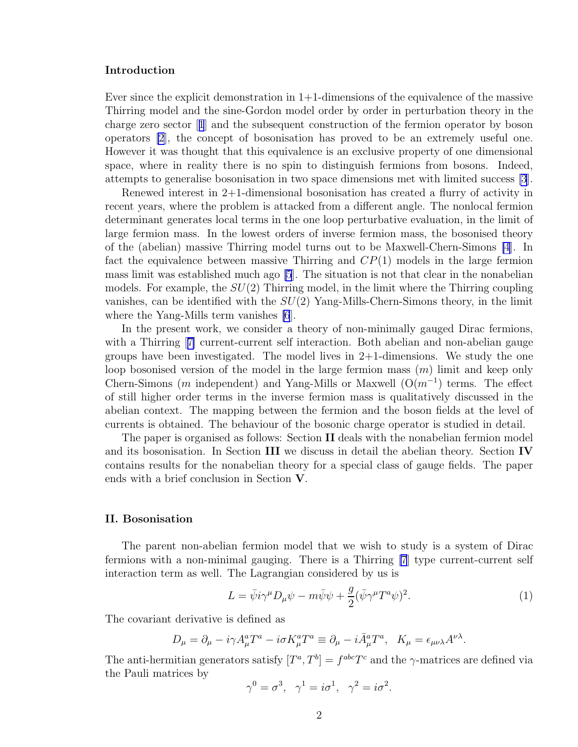### Introduction

Ever since the explicit demonstration in 1+1-dimensions of the equivalence of the massive Thirring model and the sine-Gordon model order by order in perturbation theory in the charge zero sector [1] and the subsequent construction of the fermion operator by boson operators [2], the concept of bosonisation has proved to be an extremely useful one. However it was thought that this equivalence is an exclusive property of one dimensional space, where in reality there is no spin to distinguish fermions from bosons. Indeed, attempts to generalise bosonisation in two space dimensions met with limited success [3].

Renewed interest in 2+1-dimensional bosonisation has created a flurry of activity in recent years, where the problem is attacked from a different angle. The nonlocal fermion determinant generates local terms in the one loop perturbative evaluation, in the limit of large fermion mass. In the lowest orders of inverse fermion mass, the bosonised theory of the (abelian) massive Thirring model turns out to be Maxwell-Chern-Simons [4]. In fact the equivalence between massive Thirring and $CP(1)$ models in the large fermion mass limit was established much ago [5]. The situation is not that clear in the nonabelian models. For example, the $SU(2)$ Thirring model, in the limit where the Thirring coupling vanishes, can be identified with the $SU(2)$ Yang-Mills-Chern-Simons theory, in the limit where the Yang-Mills term vanishes [6].

In the present work, we consider a theory of non-minimally gauged Dirac fermions, with a Thirring [7] current-current self interaction. Both abelian and non-abelian gauge groups have been investigated. The model lives in 2+1-dimensions. We study the one loop bosonised version of the model in the large fermion mass ($m$) limit and keep only Chern-Simons ($m$ independent) and Yang-Mills or Maxwell ($O(m^{-1})$ terms. The effect of still higher order terms in the inverse fermion mass is qualitatively discussed in the abelian context. The mapping between the fermion and the boson fields at the level of currents is obtained. The behaviour of the bosonic charge operator is studied in detail.

The paper is organised as follows: Section **II** deals with the nonabelian fermion model and its bosonisation. In Section **III** we discuss in detail the abelian theory. Section **IV** contains results for the nonabelian theory for a special class of gauge fields. The paper ends with a brief conclusion in Section **V**.

### II. Bosonisation

The parent non-abelian fermion model that we wish to study is a system of Dirac fermions with a non-minimal gauging. There is a Thirring [7] type current-current self interaction term as well. The Lagrangian considered by us is

$$L = \bar{\psi} i\gamma^\mu D_\mu \psi - m\bar{\psi}\psi + \frac{g}{2}(\bar{\psi}\gamma^\mu T^a \psi)^2. \tag{1}$$

The covariant derivative is defined as

$$D_\mu = \partial_\mu - i\gamma A^a_\mu T^a - i\sigma K^a_\mu T^a \equiv \partial_\mu - i\bar{A}^a_\mu T^a, \quad K_\mu = \epsilon_{\mu\nu\lambda} A^{\nu\lambda}.$$

The anti-hermitian generators satisfy $[T^a, T^b] = f^{abc} T^c$ and the $\gamma$-matrices are defined via the Pauli matrices by

$$\gamma^0 = \sigma^3, \quad \gamma^1 = i\sigma^1, \quad \gamma^2 = i\sigma^2.$$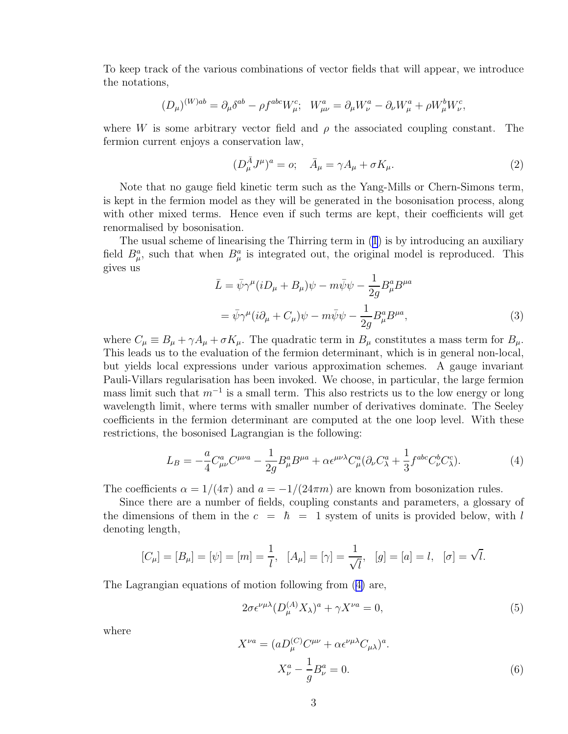To keep track of the various combinations of vector fields that will appear, we introduce the notations,

$$(D_\mu)^{(W)ab} = \partial_\mu \delta^{ab} - \rho f^{abc} W^c_\mu; \quad W^a_{\mu\nu} = \partial_\mu W^a_\nu - \partial_\nu W^a_\mu + \rho W^b_\mu W^c_\nu,$$

where $W$ is some arbitrary vector field and $\rho$ the associated coupling constant. The fermion current enjoys a conservation law,

$$(D^{\bar{A}}_\mu J^\mu)^a = o; \quad \bar{A}_\mu = \gamma A_\mu + \sigma K_\mu. \tag{2}$$

Note that no gauge field kinetic term such as the Yang-Mills or Chern-Simons term, is kept in the fermion model as they will be generated in the bosonisation process, along with other mixed terms. Hence even if such terms are kept, their coefficients will get renormalised by bosonisation.

The usual scheme of linearising the Thirring term in (1) is by introducing an auxiliary field $B^a_\mu$, such that when $B^a_\mu$ is integrated out, the original model is reproduced. This gives us

$$\begin{aligned}
\bar{L} &= \bar{\psi}\gamma^\mu(iD_\mu + B_\mu)\psi - m\bar{\psi}\psi - \frac{1}{2g}B^a_\mu B^{\mu a} \\
&= \bar{\psi}\gamma^\mu(i\partial_\mu + C_\mu)\psi - m\bar{\psi}\psi - \frac{1}{2g}B^a_\mu B^{\mu a},
\end{aligned} \tag{3}$$

where $C_\mu \equiv B_\mu + \gamma A_\mu + \sigma K_\mu$. The quadratic term in $B_\mu$ constitutes a mass term for $B_\mu$. This leads us to the evaluation of the fermion determinant, which is in general non-local, but yields local expressions under various approximation schemes. A gauge invariant Pauli-Villars regularisation has been invoked. We choose, in particular, the large fermion mass limit such that $m^{-1}$ is a small term. This also restricts us to the low energy or long wavelength limit, where terms with smaller number of derivatives dominate. The Seeley coefficients in the fermion determinant are computed at the one loop level. With these restrictions, the bosonised Lagrangian is the following:

$$L_B = -\frac{a}{4}C^a_{\mu\nu}C^{\mu\nu a} - \frac{1}{2g}B^a_\mu B^{\mu a} + \alpha\epsilon^{\mu\nu\lambda}C^a_\mu(\partial_\nu C^a_\lambda + \frac{1}{3}f^{abc}C^b_\nu C^c_\lambda). \tag{4}$$

The coefficients $\alpha = 1/(4\pi)$ and $a = -1/(24\pi m)$ are known from bosonization rules.

Since there are a number of fields, coupling constants and parameters, a glossary of the dimensions of them in the $c = \hbar = 1$ system of units is provided below, with $l$ denoting length,

$$[C_\mu] = [B_\mu] = [\psi] = [m] = \frac{1}{l}, \quad [A_\mu] = [\gamma] = \frac{1}{\sqrt{l}}, \quad [g] = [a] = l, \quad [\sigma] = \sqrt{l}.$$

The Lagrangian equations of motion following from (4) are,

$$2\sigma\epsilon^{\nu\mu\lambda}(D^{(A)}_\mu X_\lambda)^a + \gamma X^{\nu a} = 0, \tag{5}$$

where

$$X^{\nu a} = (aD^{(C)}_\mu C^{\mu\nu} + \alpha\epsilon^{\nu\mu\lambda}C_{\mu\lambda})^a.$$

$$X^a_\nu - \frac{1}{g}B^a_\nu = 0. \tag{6}$$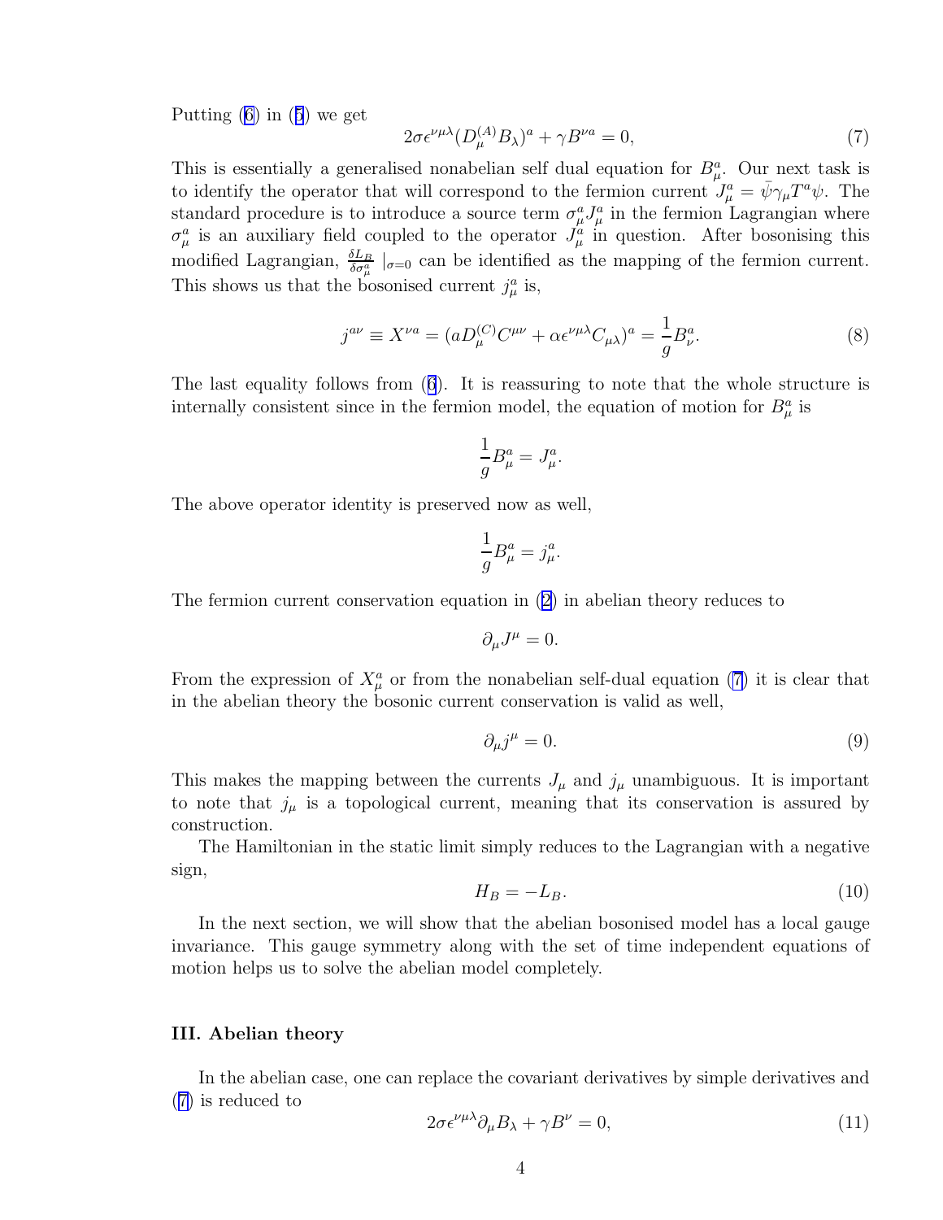Putting (6) in (5) we get

$$2\sigma\epsilon^{\nu\mu\lambda}(D_\mu^{(A)}B_\lambda)^a + \gamma B^{\nu a} = 0, \tag{7}$$

This is essentially a generalised nonabelian self dual equation for $B_\mu^a$. Our next task is to identify the operator that will correspond to the fermion current $J_\mu^a = \bar{\psi}\gamma_\mu T^a\psi$. The standard procedure is to introduce a source term $\sigma_\mu^a J_\mu^a$ in the fermion Lagrangian where $\sigma_\mu^a$ is an auxiliary field coupled to the operator $J_\mu^a$ in question. After bosonising this modified Lagrangian, $\frac{\delta L_B}{\delta\sigma_\mu^a}\mid_{\sigma=0}$ can be identified as the mapping of the fermion current. This shows us that the bosonised current $j_\mu^a$ is,

$$j^{a\nu} \equiv X^{\nu a} = (aD_\mu^{(C)}C^{\mu\nu} + \alpha\epsilon^{\nu\mu\lambda}C_{\mu\lambda})^a = \frac{1}{g}B_\nu^a. \tag{8}$$

The last equality follows from (6). It is reassuring to note that the whole structure is internally consistent since in the fermion model, the equation of motion for $B_\mu^a$ is

$$\frac{1}{g}B_\mu^a = J_\mu^a.$$

The above operator identity is preserved now as well,

$$\frac{1}{g}B_\mu^a = j_\mu^a.$$

The fermion current conservation equation in (2) in abelian theory reduces to

$$\partial_\mu J^\mu = 0.$$

From the expression of $X_\mu^a$ or from the nonabelian self-dual equation (7) it is clear that in the abelian theory the bosonic current conservation is valid as well,

$$\partial_\mu j^\mu = 0. \tag{9}$$

This makes the mapping between the currents $J_\mu$ and $j_\mu$ unambiguous. It is important to note that $j_\mu$ is a topological current, meaning that its conservation is assured by construction.

The Hamiltonian in the static limit simply reduces to the Lagrangian with a negative sign,

$$H_B = -L_B. \tag{10}$$

In the next section, we will show that the abelian bosonised model has a local gauge invariance. This gauge symmetry along with the set of time independent equations of motion helps us to solve the abelian model completely.

### III. Abelian theory

In the abelian case, one can replace the covariant derivatives by simple derivatives and (7) is reduced to

$$2\sigma\epsilon^{\nu\mu\lambda}\partial_\mu B_\lambda + \gamma B^\nu = 0, \tag{11}$$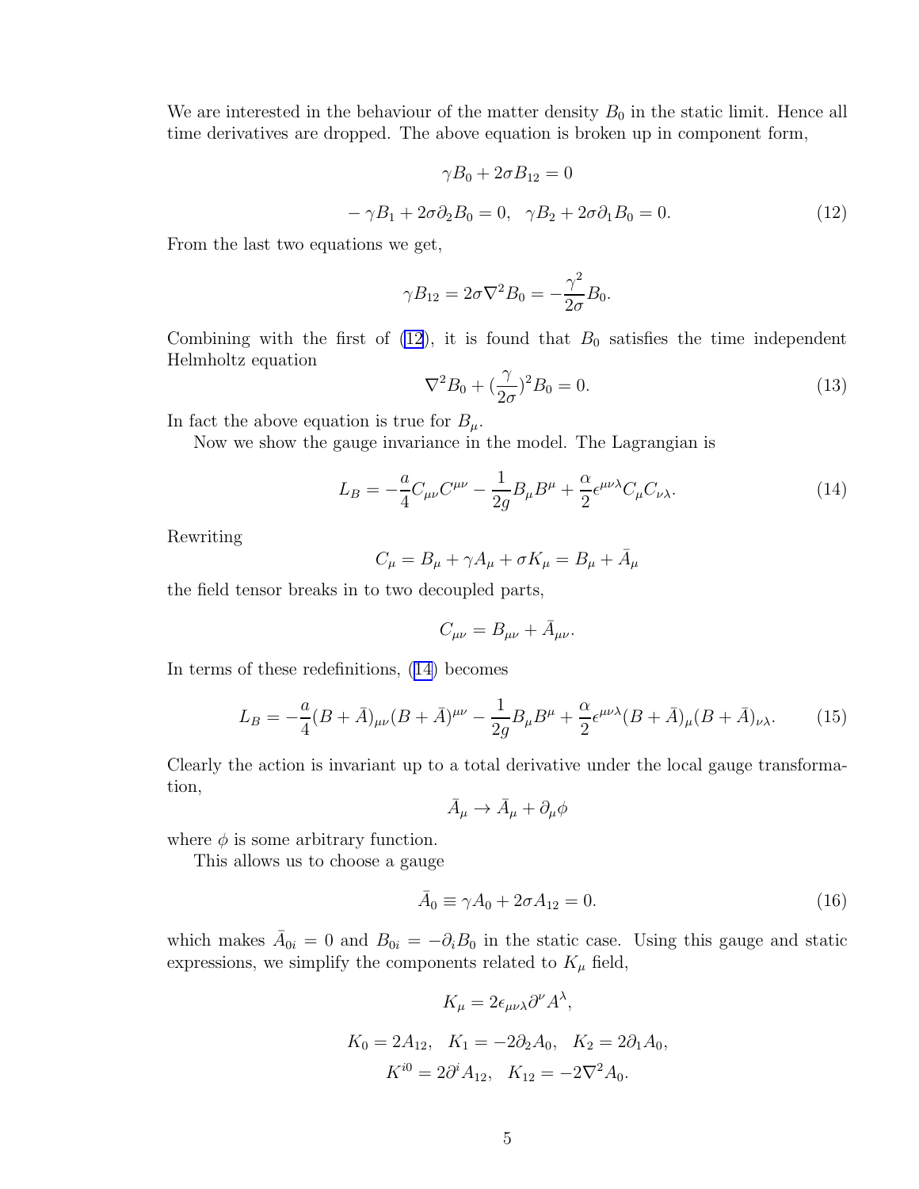We are interested in the behaviour of the matter density $B_0$ in the static limit. Hence all time derivatives are dropped. The above equation is broken up in component form,

$$\gamma B_0 + 2\sigma B_{12} = 0$$

$$-\gamma B_1 + 2\sigma \partial_2 B_0 = 0, \quad \gamma B_2 + 2\sigma \partial_1 B_0 = 0. \tag{12}$$

From the last two equations we get,

$$\gamma B_{12} = 2\sigma \nabla^2 B_0 = -\frac{\gamma^2}{2\sigma} B_0.$$

Combining with the first of (12), it is found that $B_0$ satisfies the time independent Helmholtz equation

$$\nabla^2 B_0 + (\frac{\gamma}{2\sigma})^2 B_0 = 0. \tag{13}$$

In fact the above equation is true for $B_\mu$.

Now we show the gauge invariance in the model. The Lagrangian is

$$L_B = -\frac{a}{4} C_{\mu\nu} C^{\mu\nu} - \frac{1}{2g} B_\mu B^\mu + \frac{\alpha}{2} \epsilon^{\mu\nu\lambda} C_\mu C_{\nu\lambda}. \tag{14}$$

Rewriting

$$C_\mu = B_\mu + \gamma A_\mu + \sigma K_\mu = B_\mu + \bar{A}_\mu$$

the field tensor breaks in to two decoupled parts,

$$C_{\mu\nu} = B_{\mu\nu} + \bar{A}_{\mu\nu}.$$

In terms of these redefinitions, (14) becomes

$$L_B = -\frac{a}{4} (B + \bar{A})_{\mu\nu} (B + \bar{A})^{\mu\nu} - \frac{1}{2g} B_\mu B^\mu + \frac{\alpha}{2} \epsilon^{\mu\nu\lambda} (B + \bar{A})_\mu (B + \bar{A})_{\nu\lambda}. \tag{15}$$

Clearly the action is invariant up to a total derivative under the local gauge transformation,

$$\bar{A}_\mu \rightarrow \bar{A}_\mu + \partial_\mu \phi$$

where $\phi$ is some arbitrary function.

This allows us to choose a gauge

$$\bar{A}_0 \equiv \gamma A_0 + 2\sigma A_{12} = 0. \tag{16}$$

which makes $\bar{A}_{0i} = 0$ and $B_{0i} = -\partial_i B_0$ in the static case. Using this gauge and static expressions, we simplify the components related to $K_\mu$ field,

$$K_\mu = 2\epsilon_{\mu\nu\lambda} \partial^\nu A^\lambda,$$

$$K_0 = 2A_{12}, \quad K_1 = -2\partial_2 A_0, \quad K_2 = 2\partial_1 A_0,$$

$$K^{i0} = 2\partial^i A_{12}, \quad K_{12} = -2\nabla^2 A_0.$$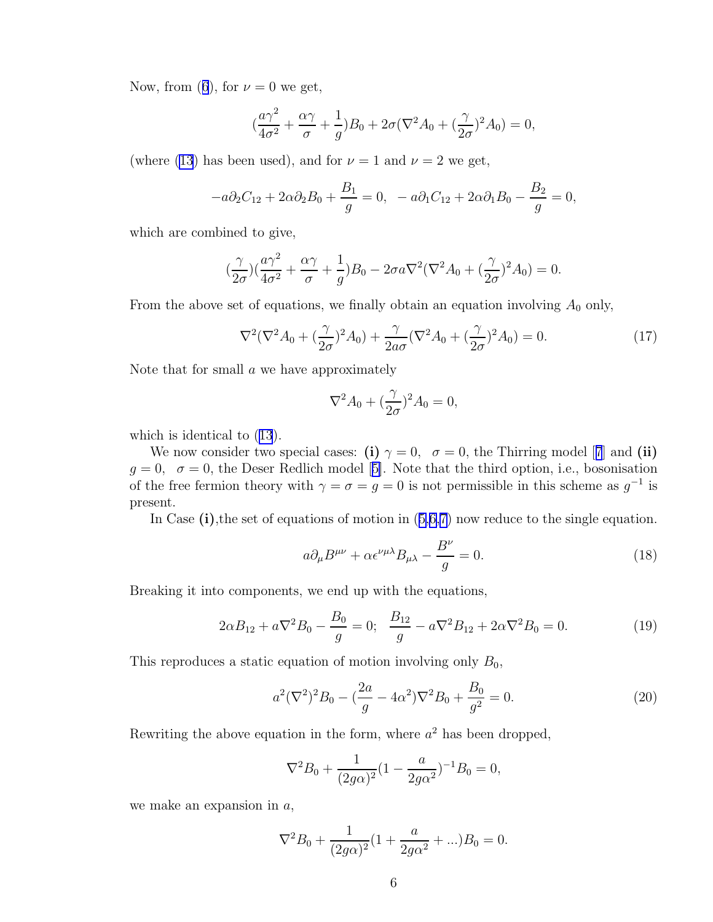Now, from (6), for $\nu = 0$ we get,

$$(\frac{a\gamma^2}{4\sigma^2} + \frac{\alpha\gamma}{\sigma} + \frac{1}{g})B_0 + 2\sigma(\nabla^2 A_0 + (\frac{\gamma}{2\sigma})^2 A_0) = 0,$$

(where (13) has been used), and for $\nu = 1$ and $\nu = 2$ we get,

$$-a\partial_2 C_{12} + 2\alpha\partial_2 B_0 + \frac{B_1}{g} = 0, \;\; -a\partial_1 C_{12} + 2\alpha\partial_1 B_0 - \frac{B_2}{g} = 0,$$

which are combined to give,

$$(\frac{\gamma}{2\sigma})(\frac{a\gamma^2}{4\sigma^2} + \frac{\alpha\gamma}{\sigma} + \frac{1}{g})B_0 - 2\sigma a\nabla^2(\nabla^2 A_0 + (\frac{\gamma}{2\sigma})^2 A_0) = 0.$$

From the above set of equations, we finally obtain an equation involving $A_0$ only,

$$\nabla^2(\nabla^2 A_0 + (\frac{\gamma}{2\sigma})^2 A_0) + \frac{\gamma}{2a\sigma}(\nabla^2 A_0 + (\frac{\gamma}{2\sigma})^2 A_0) = 0. \tag{17}$$

Note that for small $a$ we have approximately

$$\nabla^2 A_0 + (\frac{\gamma}{2\sigma})^2 A_0 = 0,$$

which is identical to (13).

We now consider two special cases: **(i)** $\gamma = 0, \;\; \sigma = 0$, the Thirring model [7] and **(ii)** $g = 0, \;\; \sigma = 0$, the Deser Redlich model [5]. Note that the third option, i.e., bosonisation of the free fermion theory with $\gamma = \sigma = g = 0$ is not permissible in this scheme as $g^{-1}$ is present.

In Case **(i)**,the set of equations of motion in (5,6,7) now reduce to the single equation.

$$a\partial_\mu B^{\mu\nu} + \alpha\epsilon^{\nu\mu\lambda}B_{\mu\lambda} - \frac{B^\nu}{g} = 0. \tag{18}$$

Breaking it into components, we end up with the equations,

$$2\alpha B_{12} + a\nabla^2 B_0 - \frac{B_0}{g} = 0; \;\; \frac{B_{12}}{g} - a\nabla^2 B_{12} + 2\alpha\nabla^2 B_0 = 0. \tag{19}$$

This reproduces a static equation of motion involving only $B_0$,

$$a^2(\nabla^2)^2 B_0 - (\frac{2a}{g} - 4\alpha^2)\nabla^2 B_0 + \frac{B_0}{g^2} = 0. \tag{20}$$

Rewriting the above equation in the form, where $a^2$ has been dropped,

$$\nabla^2 B_0 + \frac{1}{(2g\alpha)^2}(1 - \frac{a}{2g\alpha^2})^{-1} B_0 = 0,$$

we make an expansion in $a$,

$$\nabla^2 B_0 + \frac{1}{(2g\alpha)^2}(1 + \frac{a}{2g\alpha^2} + ...)B_0 = 0.$$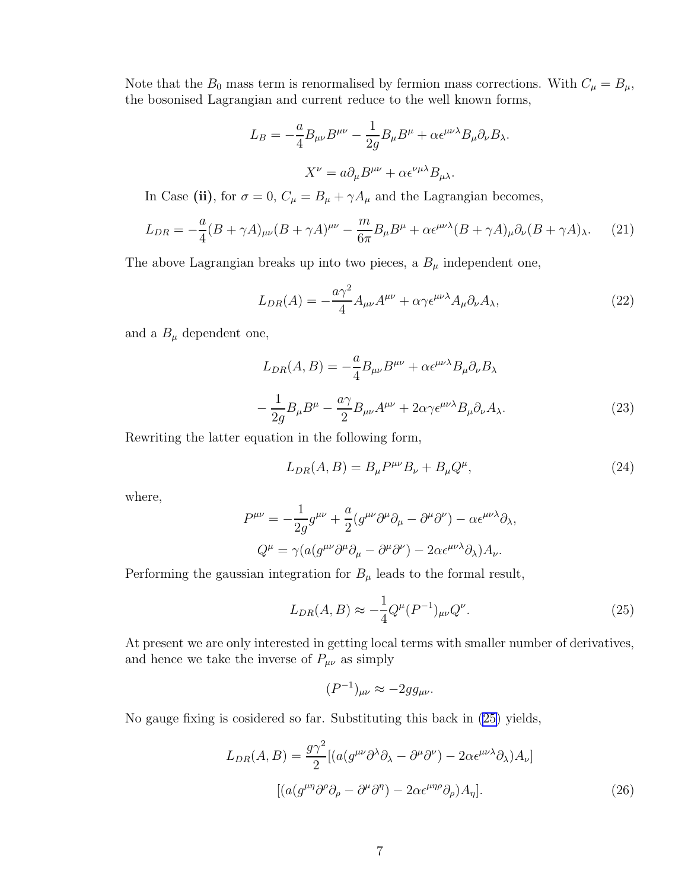Note that the $B_0$ mass term is renormalised by fermion mass corrections. With $C_\mu = B_\mu$, the bosonised Lagrangian and current reduce to the well known forms,

$$L_B = -\frac{a}{4} B_{\mu\nu} B^{\mu\nu} - \frac{1}{2g} B_\mu B^\mu + \alpha \epsilon^{\mu\nu\lambda} B_\mu \partial_\nu B_\lambda.$$

$$X^\nu = a \partial_\mu B^{\mu\nu} + \alpha \epsilon^{\nu\mu\lambda} B_{\mu\lambda}.$$

In Case **(ii)**, for $\sigma = 0$, $C_\mu = B_\mu + \gamma A_\mu$ and the Lagrangian becomes,

$$L_{DR} = -\frac{a}{4}(B + \gamma A)_{\mu\nu}(B + \gamma A)^{\mu\nu} - \frac{m}{6\pi} B_\mu B^\mu + \alpha \epsilon^{\mu\nu\lambda}(B + \gamma A)_\mu \partial_\nu (B + \gamma A)_\lambda. \quad (21)$$

The above Lagrangian breaks up into two pieces, a $B_\mu$ independent one,

$$L_{DR}(A) = -\frac{a\gamma^2}{4} A_{\mu\nu} A^{\mu\nu} + \alpha\gamma \epsilon^{\mu\nu\lambda} A_\mu \partial_\nu A_\lambda, \quad (22)$$

and a $B_\mu$ dependent one,

$$L_{DR}(A, B) = -\frac{a}{4} B_{\mu\nu} B^{\mu\nu} + \alpha \epsilon^{\mu\nu\lambda} B_\mu \partial_\nu B_\lambda$$

$$-\frac{1}{2g} B_\mu B^\mu - \frac{a\gamma}{2} B_{\mu\nu} A^{\mu\nu} + 2\alpha\gamma \epsilon^{\mu\nu\lambda} B_\mu \partial_\nu A_\lambda. \quad (23)$$

Rewriting the latter equation in the following form,

$$L_{DR}(A, B) = B_\mu P^{\mu\nu} B_\nu + B_\mu Q^\mu, \quad (24)$$

where,

$$P^{\mu\nu} = -\frac{1}{2g} g^{\mu\nu} + \frac{a}{2}(g^{\mu\nu} \partial^\mu \partial_\mu - \partial^\mu \partial^\nu) - \alpha \epsilon^{\mu\nu\lambda} \partial_\lambda,$$

$$Q^\mu = \gamma(a(g^{\mu\nu} \partial^\mu \partial_\mu - \partial^\mu \partial^\nu) - 2\alpha \epsilon^{\mu\nu\lambda} \partial_\lambda) A_\nu.$$

Performing the gaussian integration for $B_\mu$ leads to the formal result,

$$L_{DR}(A, B) \approx -\frac{1}{4} Q^\mu (P^{-1})_{\mu\nu} Q^\nu. \quad (25)$$

At present we are only interested in getting local terms with smaller number of derivatives, and hence we take the inverse of $P_{\mu\nu}$ as simply

$$(P^{-1})_{\mu\nu} \approx -2g g_{\mu\nu}.$$

No gauge fixing is cosidered so far. Substituting this back in (25) yields,

$$L_{DR}(A, B) = \frac{g\gamma^2}{2}[(a(g^{\mu\nu} \partial^\lambda \partial_\lambda - \partial^\mu \partial^\nu) - 2\alpha \epsilon^{\mu\nu\lambda} \partial_\lambda) A_\nu]$$

$$[(a(g^{\mu\eta} \partial^\rho \partial_\rho - \partial^\mu \partial^\eta) - 2\alpha \epsilon^{\mu\eta\rho} \partial_\rho) A_\eta]. \quad (26)$$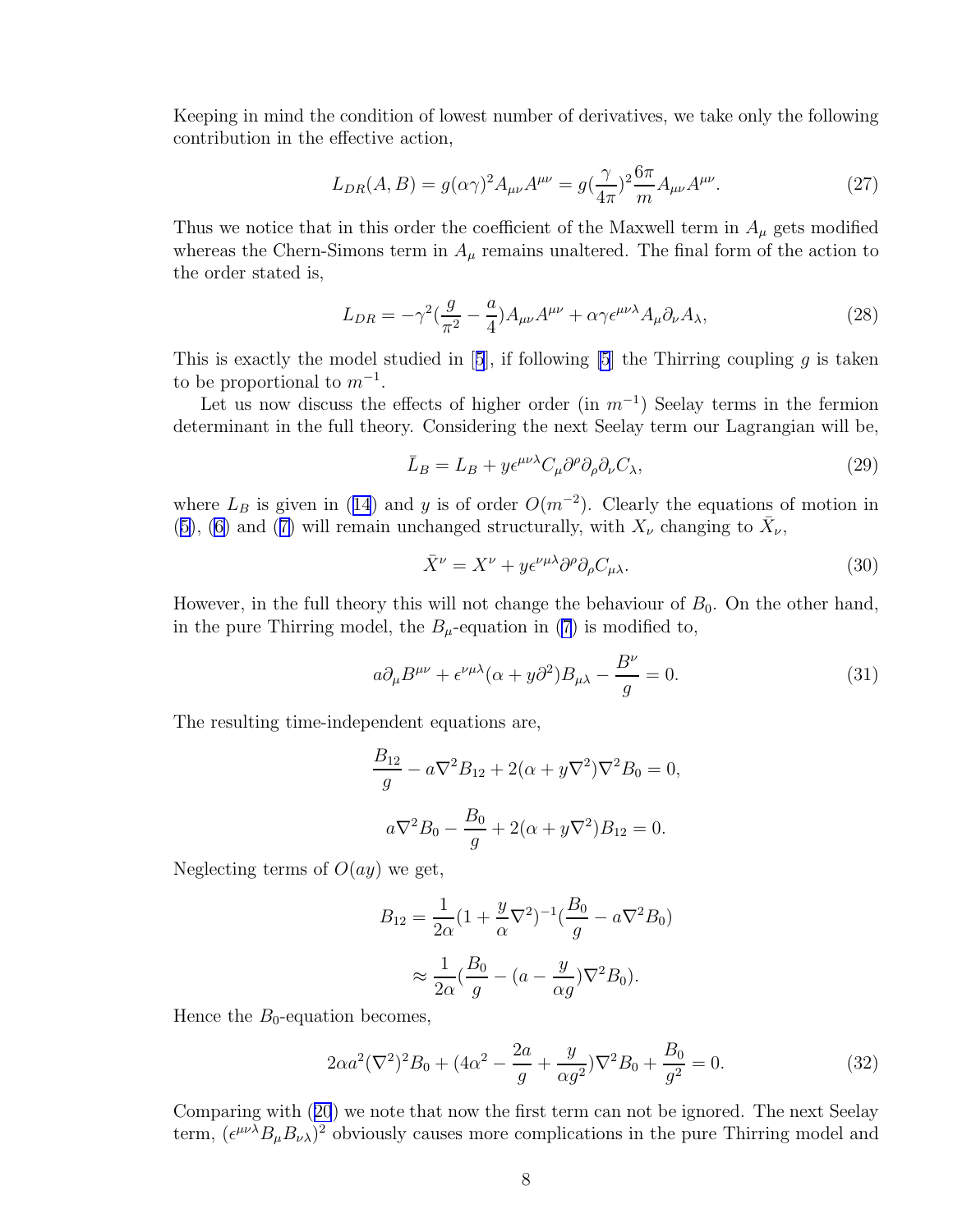Keeping in mind the condition of lowest number of derivatives, we take only the following contribution in the effective action,

$$L_{DR}(A,B) = g(\alpha\gamma)^2 A_{\mu\nu}A^{\mu\nu} = g(\frac{\gamma}{4\pi})^2 \frac{6\pi}{m} A_{\mu\nu}A^{\mu\nu}. \tag{27}$$

Thus we notice that in this order the coefficient of the Maxwell term in $A_\mu$ gets modified whereas the Chern-Simons term in $A_\mu$ remains unaltered. The final form of the action to the order stated is,

$$L_{DR} = -\gamma^2(\frac{g}{\pi^2} - \frac{a}{4})A_{\mu\nu}A^{\mu\nu} + \alpha\gamma\epsilon^{\mu\nu\lambda}A_\mu\partial_\nu A_\lambda, \tag{28}$$

This is exactly the model studied in [5], if following [5] the Thirring coupling $g$ is taken to be proportional to $m^{-1}$.

Let us now discuss the effects of higher order (in $m^{-1}$) Seelay terms in the fermion determinant in the full theory. Considering the next Seelay term our Lagrangian will be,

$$\bar{L}_B = L_B + y\epsilon^{\mu\nu\lambda}C_\mu\partial^\rho\partial_\rho\partial_\nu C_\lambda, \tag{29}$$

where $L_B$ is given in (14) and $y$ is of order $O(m^{-2})$. Clearly the equations of motion in (5), (6) and (7) will remain unchanged structurally, with $X_\nu$ changing to $\bar{X}_\nu$,

$$\bar{X}^\nu = X^\nu + y\epsilon^{\nu\mu\lambda}\partial^\rho\partial_\rho C_{\mu\lambda}. \tag{30}$$

However, in the full theory this will not change the behaviour of $B_0$. On the other hand, in the pure Thirring model, the $B_\mu$-equation in (7) is modified to,

$$a\partial_\mu B^{\mu\nu} + \epsilon^{\nu\mu\lambda}(\alpha + y\partial^2)B_{\mu\lambda} - \frac{B^\nu}{g} = 0. \tag{31}$$

The resulting time-independent equations are,

$$\frac{B_{12}}{g} - a\nabla^2 B_{12} + 2(\alpha + y\nabla^2)\nabla^2 B_0 = 0,$$

$$a\nabla^2 B_0 - \frac{B_0}{g} + 2(\alpha + y\nabla^2)B_{12} = 0.$$

Neglecting terms of $O(ay)$ we get,

$$B_{12} = \frac{1}{2\alpha}(1 + \frac{y}{\alpha}\nabla^2)^{-1}(\frac{B_0}{g} - a\nabla^2 B_0)$$

$$\approx \frac{1}{2\alpha}(\frac{B_0}{g} - (a - \frac{y}{\alpha g})\nabla^2 B_0).$$

Hence the $B_0$-equation becomes,

$$2\alpha a^2(\nabla^2)^2 B_0 + (4\alpha^2 - \frac{2a}{g} + \frac{y}{\alpha g^2})\nabla^2 B_0 + \frac{B_0}{g^2} = 0. \tag{32}$$

Comparing with (20) we note that now the first term can not be ignored. The next Seelay term, $(\epsilon^{\mu\nu\lambda}B_\mu B_{\nu\lambda})^2$ obviously causes more complications in the pure Thirring model and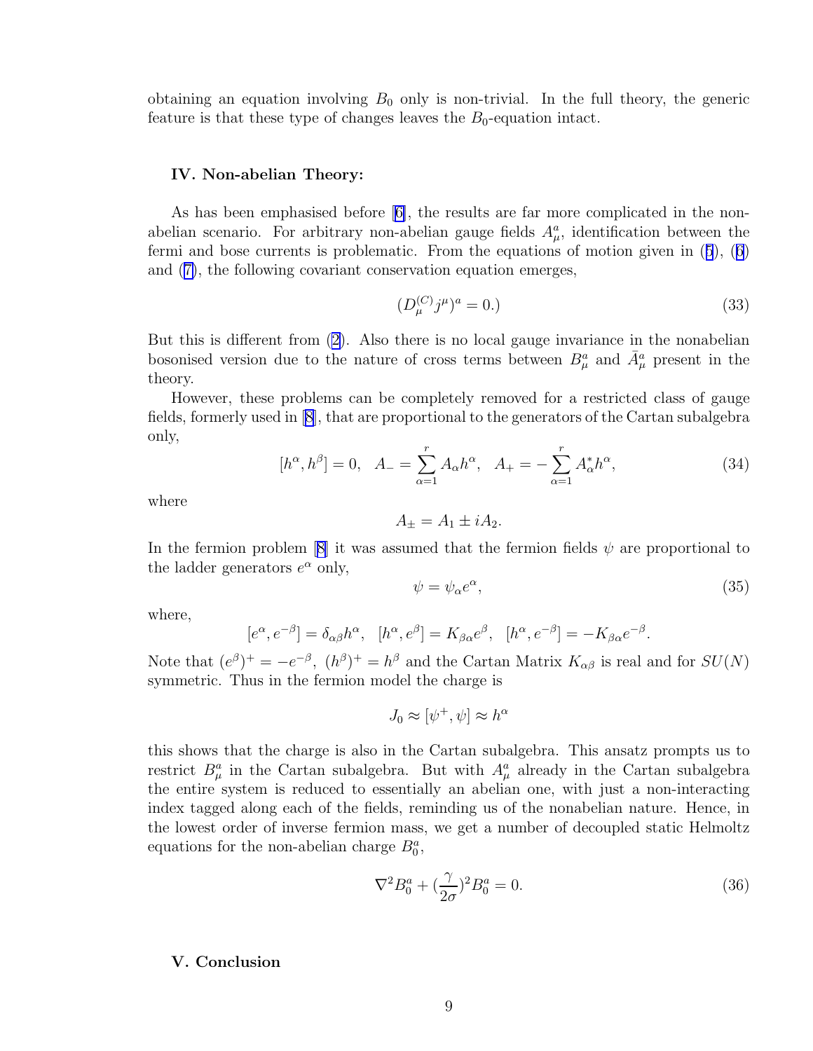obtaining an equation involving $B_0$ only is non-trivial. In the full theory, the generic feature is that these type of changes leaves the $B_0$-equation intact.

### IV. Non-abelian Theory:

As has been emphasised before [6], the results are far more complicated in the non-abelian scenario. For arbitrary non-abelian gauge fields $A^a_\mu$, identification between the fermi and bose currents is problematic. From the equations of motion given in (5), (6) and (7), the following covariant conservation equation emerges,

$$(D^{(C)}_\mu j^\mu)^a = 0.) \tag{33}$$

But this is different from (2). Also there is no local gauge invariance in the nonabelian bosonised version due to the nature of cross terms between $B^a_\mu$ and $\bar{A}^a_\mu$ present in the theory.

However, these problems can be completely removed for a restricted class of gauge fields, formerly used in [8], that are proportional to the generators of the Cartan subalgebra only,

$$[h^\alpha, h^\beta] = 0, \quad A_- = \sum_{\alpha=1}^{r} A_\alpha h^\alpha, \quad A_+ = -\sum_{\alpha=1}^{r} A^*_\alpha h^\alpha, \tag{34}$$

where

$$A_\pm = A_1 \pm iA_2.$$

In the fermion problem [8] it was assumed that the fermion fields $\psi$ are proportional to the ladder generators $e^\alpha$ only,

$$\psi = \psi_\alpha e^\alpha, \tag{35}$$

where,

$$[e^\alpha, e^{-\beta}] = \delta_{\alpha\beta} h^\alpha, \quad [h^\alpha, e^\beta] = K_{\beta\alpha} e^\beta, \quad [h^\alpha, e^{-\beta}] = -K_{\beta\alpha} e^{-\beta}.$$

Note that $(e^\beta)^+ = -e^{-\beta}$, $(h^\beta)^+ = h^\beta$ and the Cartan Matrix $K_{\alpha\beta}$ is real and for $SU(N)$ symmetric. Thus in the fermion model the charge is

$$J_0 \approx [\psi^+, \psi] \approx h^\alpha$$

this shows that the charge is also in the Cartan subalgebra. This ansatz prompts us to restrict $B^a_\mu$ in the Cartan subalgebra. But with $A^a_\mu$ already in the Cartan subalgebra the entire system is reduced to essentially an abelian one, with just a non-interacting index tagged along each of the fields, reminding us of the nonabelian nature. Hence, in the lowest order of inverse fermion mass, we get a number of decoupled static Helmoltz equations for the non-abelian charge $B^a_0$,

$$\nabla^2 B^a_0 + (\frac{\gamma}{2\sigma})^2 B^a_0 = 0. \tag{36}$$

### V. Conclusion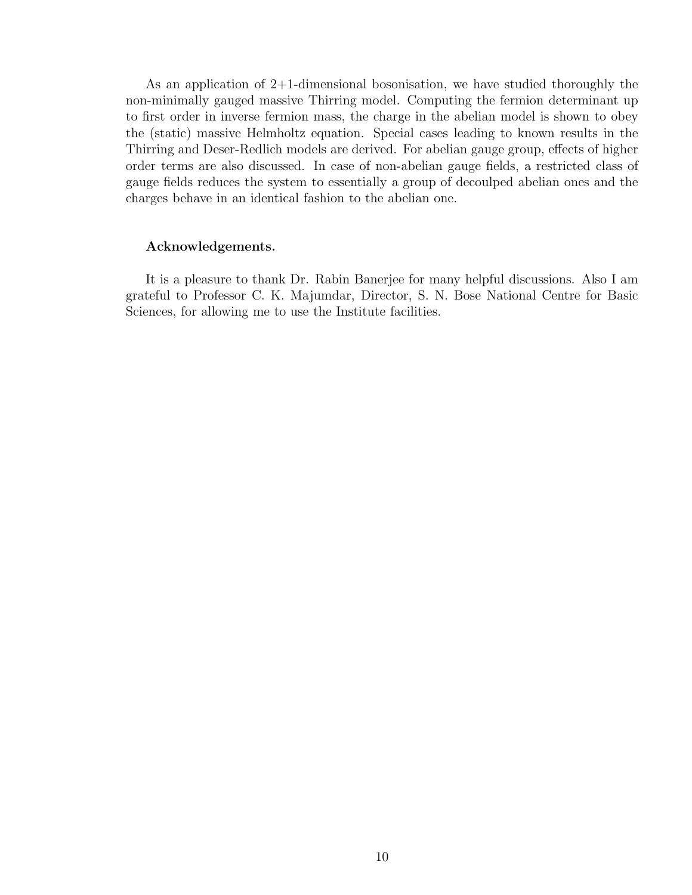As an application of 2+1-dimensional bosonisation, we have studied thoroughly the non-minimally gauged massive Thirring model. Computing the fermion determinant up to first order in inverse fermion mass, the charge in the abelian model is shown to obey the (static) massive Helmholtz equation. Special cases leading to known results in the Thirring and Deser-Redlich models are derived. For abelian gauge group, effects of higher order terms are also discussed. In case of non-abelian gauge fields, a restricted class of gauge fields reduces the system to essentially a group of decoulped abelian ones and the charges behave in an identical fashion to the abelian one.

**Acknowledgements.**

It is a pleasure to thank Dr. Rabin Banerjee for many helpful discussions. Also I am grateful to Professor C. K. Majumdar, Director, S. N. Bose National Centre for Basic Sciences, for allowing me to use the Institute facilities.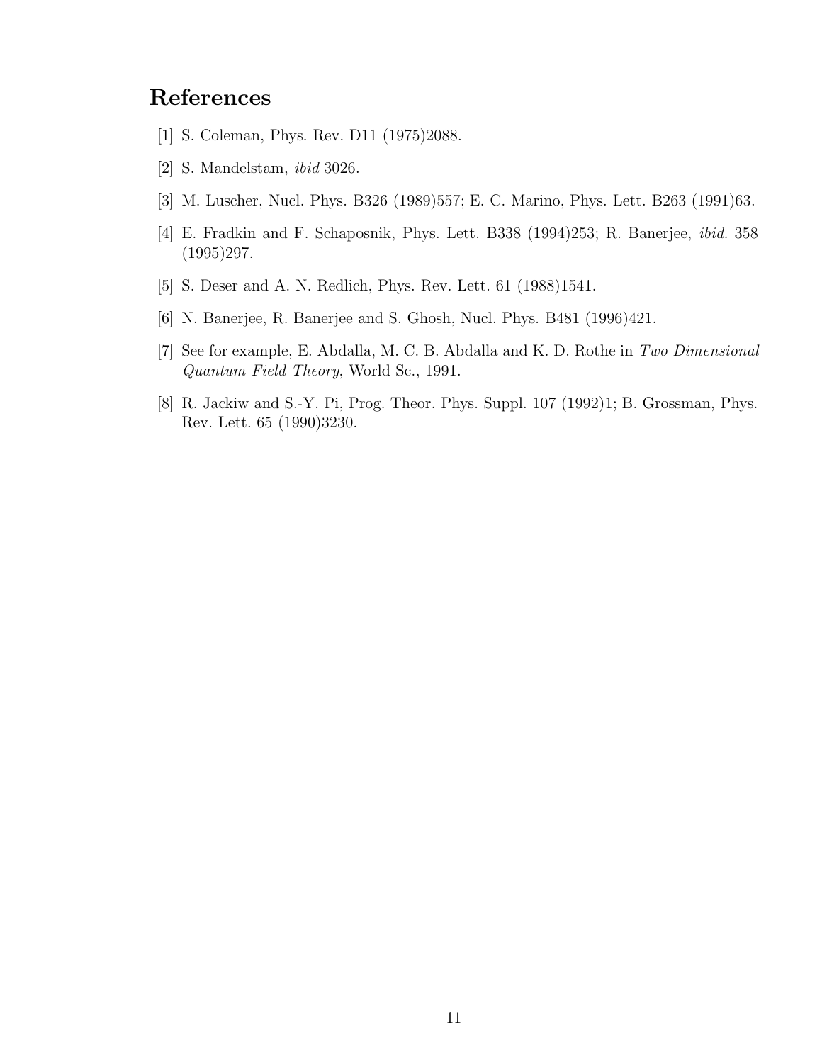# References

[1] S. Coleman, Phys. Rev. D11 (1975)2088.

[2] S. Mandelstam, *ibid* 3026.

[3] M. Luscher, Nucl. Phys. B326 (1989)557; E. C. Marino, Phys. Lett. B263 (1991)63.

[4] E. Fradkin and F. Schaposnik, Phys. Lett. B338 (1994)253; R. Banerjee, *ibid.* 358 (1995)297.

[5] S. Deser and A. N. Redlich, Phys. Rev. Lett. 61 (1988)1541.

[6] N. Banerjee, R. Banerjee and S. Ghosh, Nucl. Phys. B481 (1996)421.

[7] See for example, E. Abdalla, M. C. B. Abdalla and K. D. Rothe in *Two Dimensional Quantum Field Theory*, World Sc., 1991.

[8] R. Jackiw and S.-Y. Pi, Prog. Theor. Phys. Suppl. 107 (1992)1; B. Grossman, Phys. Rev. Lett. 65 (1990)3230.